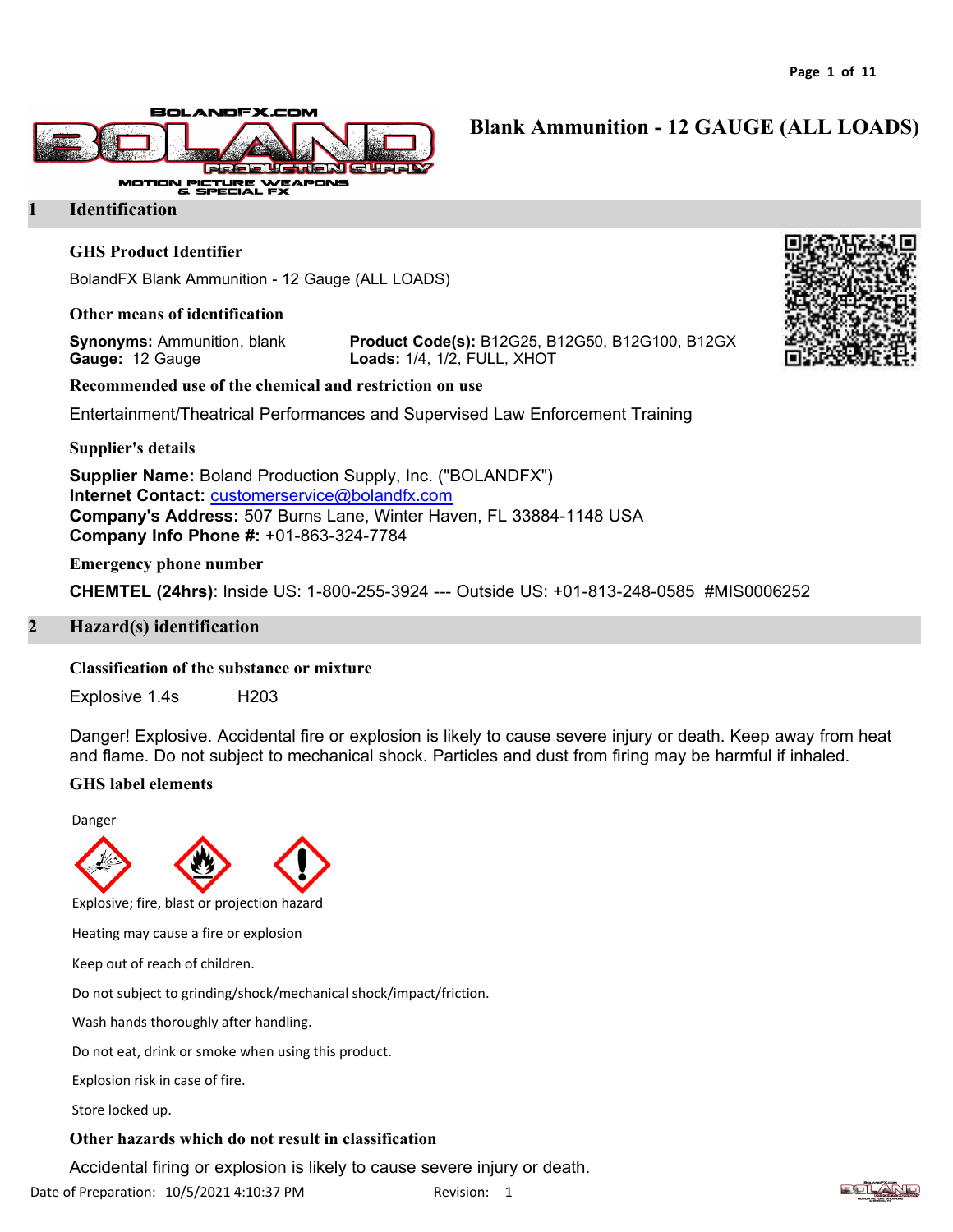# Blank Ammunition - 12 GAUGE (ALL LOADS)

## 1 Identification

### GHS Product Identifier

BolandFX Blank Ammunition - 12 Gauge (ALL LOADS)

### Other means of identification

**Synonyms:** Ammunition, blank
**Gauge:** 12 Gauge

**Product Code(s):** B12G25, B12G50, B12G100, B12GX
**Loads:** 1/4, 1/2, FULL, XHOT

### Recommended use of the chemical and restriction on use

Entertainment/Theatrical Performances and Supervised Law Enforcement Training

### Supplier's details

**Supplier Name:** Boland Production Supply, Inc. ("BOLANDFX")
**Internet Contact:** customerservice@bolandfx.com
**Company's Address:** 507 Burns Lane, Winter Haven, FL 33884-1148 USA
**Company Info Phone #:** +01-863-324-7784

### Emergency phone number

**CHEMTEL (24hrs)**: Inside US: 1-800-255-3924 --- Outside US: +01-813-248-0585 #MIS0006252

## 2 Hazard(s) identification

### Classification of the substance or mixture

Explosive 1.4s H203

Danger! Explosive. Accidental fire or explosion is likely to cause severe injury or death. Keep away from heat and flame. Do not subject to mechanical shock. Particles and dust from firing may be harmful if inhaled.

### GHS label elements

Danger

Explosive; fire, blast or projection hazard

Heating may cause a fire or explosion

Keep out of reach of children.

Do not subject to grinding/shock/mechanical shock/impact/friction.

Wash hands thoroughly after handling.

Do not eat, drink or smoke when using this product.

Explosion risk in case of fire.

Store locked up.

### Other hazards which do not result in classification

Accidental firing or explosion is likely to cause severe injury or death.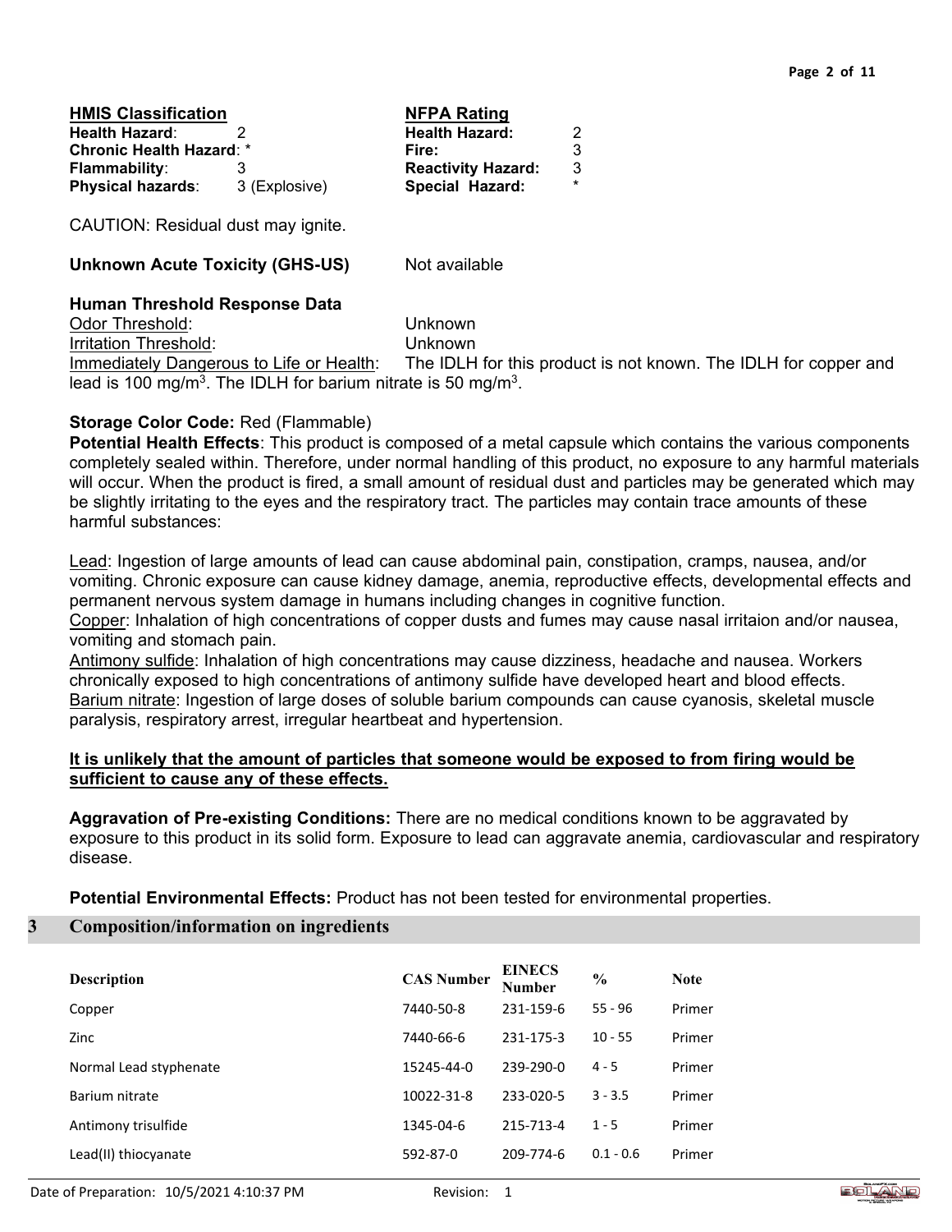**HMIS Classification**

| | |
|---|---|
| **Health Hazard**: | 2 |
| **Chronic Health Hazard**: | * |
| **Flammability**: | 3 |
| **Physical hazards**: | 3 (Explosive) |

**NFPA Rating**

| | |
|---|---|
| **Health Hazard:** | 2 |
| **Fire:** | 3 |
| **Reactivity Hazard:** | 3 |
| **Special Hazard:** | * |

CAUTION: Residual dust may ignite.

**Unknown Acute Toxicity (GHS-US)** Not available

**Human Threshold Response Data**

Odor Threshold: Unknown

Irritation Threshold: Unknown

Immediately Dangerous to Life or Health: The IDLH for this product is not known. The IDLH for copper and lead is 100 mg/$m^3$. The IDLH for barium nitrate is 50 mg/$m^3$.

**Storage Color Code:** Red (Flammable)

**Potential Health Effects**: This product is composed of a metal capsule which contains the various components completely sealed within. Therefore, under normal handling of this product, no exposure to any harmful materials will occur. When the product is fired, a small amount of residual dust and particles may be generated which may be slightly irritating to the eyes and the respiratory tract. The particles may contain trace amounts of these harmful substances:

Lead: Ingestion of large amounts of lead can cause abdominal pain, constipation, cramps, nausea, and/or vomiting. Chronic exposure can cause kidney damage, anemia, reproductive effects, developmental effects and permanent nervous system damage in humans including changes in cognitive function.

Copper: Inhalation of high concentrations of copper dusts and fumes may cause nasal irritaion and/or nausea, vomiting and stomach pain.

Antimony sulfide: Inhalation of high concentrations may cause dizziness, headache and nausea. Workers chronically exposed to high concentrations of antimony sulfide have developed heart and blood effects.

Barium nitrate: Ingestion of large doses of soluble barium compounds can cause cyanosis, skeletal muscle paralysis, respiratory arrest, irregular heartbeat and hypertension.

**It is unlikely that the amount of particles that someone would be exposed to from firing would be sufficient to cause any of these effects.**

**Aggravation of Pre-existing Conditions:** There are no medical conditions known to be aggravated by exposure to this product in its solid form. Exposure to lead can aggravate anemia, cardiovascular and respiratory disease.

**Potential Environmental Effects:** Product has not been tested for environmental properties.

## 3 Composition/information on ingredients

| Description | CAS Number | EINECS Number | % | Note |
|---|---|---|---|---|
| Copper | 7440-50-8 | 231-159-6 | 55 - 96 | Primer |
| Zinc | 7440-66-6 | 231-175-3 | 10 - 55 | Primer |
| Normal Lead styphenate | 15245-44-0 | 239-290-0 | 4 - 5 | Primer |
| Barium nitrate | 10022-31-8 | 233-020-5 | 3 - 3.5 | Primer |
| Antimony trisulfide | 1345-04-6 | 215-713-4 | 1 - 5 | Primer |
| Lead(II) thiocyanate | 592-87-0 | 209-774-6 | 0.1 - 0.6 | Primer |

Date of Preparation: 10/5/2021 4:10:37 PM Revision: 1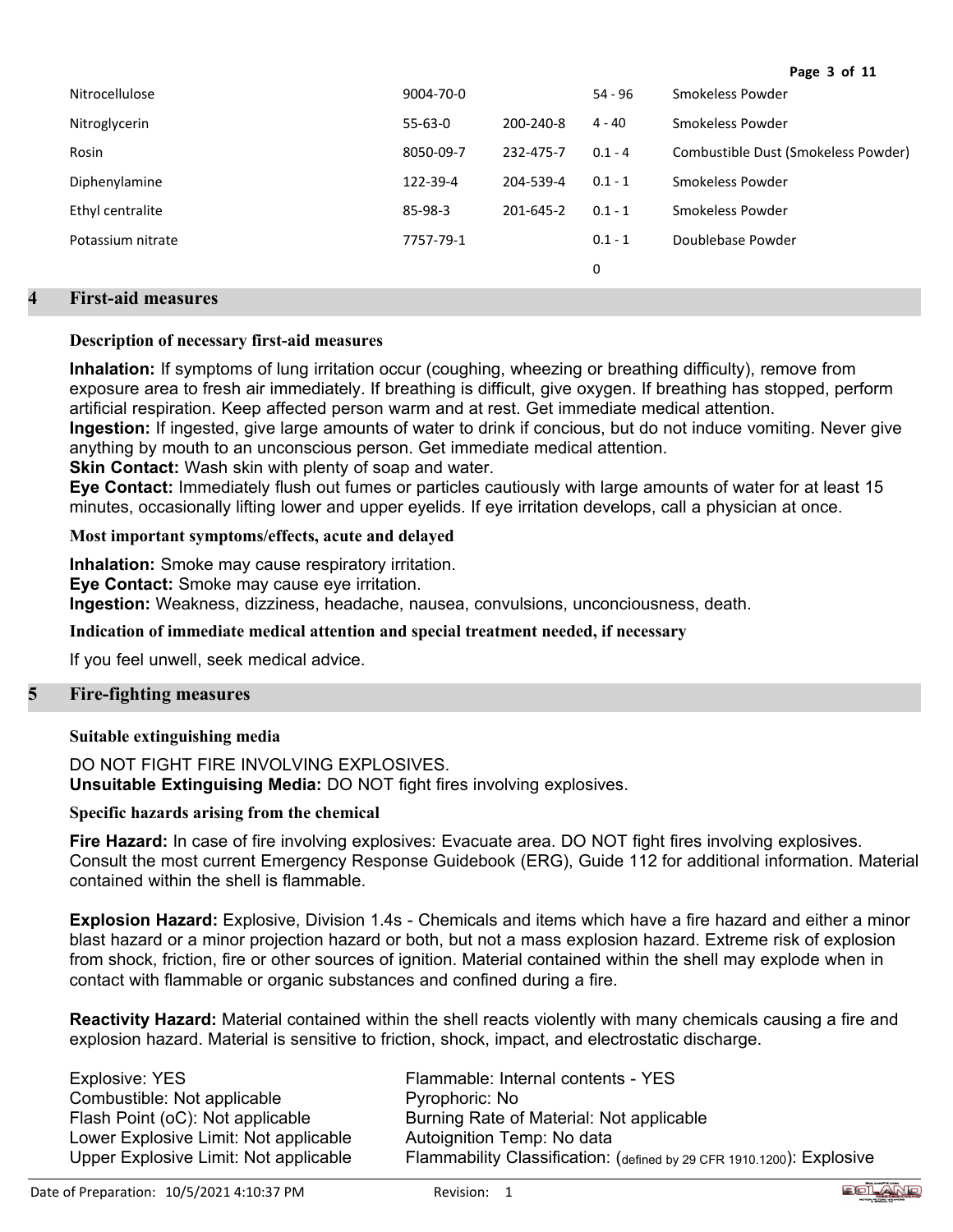| | | | | |
|---|---|---|---|---|
| Nitrocellulose | 9004-70-0 | | 54 - 96 | Smokeless Powder |
| Nitroglycerin | 55-63-0 | 200-240-8 | 4 - 40 | Smokeless Powder |
| Rosin | 8050-09-7 | 232-475-7 | 0.1 - 4 | Combustible Dust (Smokeless Powder) |
| Diphenylamine | 122-39-4 | 204-539-4 | 0.1 - 1 | Smokeless Powder |
| Ethyl centralite | 85-98-3 | 201-645-2 | 0.1 - 1 | Smokeless Powder |
| Potassium nitrate | 7757-79-1 | | 0.1 - 1 | Doublebase Powder |
| | | | 0 | |

## 4 First-aid measures

### Description of necessary first-aid measures

**Inhalation:** If symptoms of lung irritation occur (coughing, wheezing or breathing difficulty), remove from exposure area to fresh air immediately. If breathing is difficult, give oxygen. If breathing has stopped, perform artificial respiration. Keep affected person warm and at rest. Get immediate medical attention.
**Ingestion:** If ingested, give large amounts of water to drink if concious, but do not induce vomiting. Never give anything by mouth to an unconscious person. Get immediate medical attention.
**Skin Contact:** Wash skin with plenty of soap and water.
**Eye Contact:** Immediately flush out fumes or particles cautiously with large amounts of water for at least 15 minutes, occasionally lifting lower and upper eyelids. If eye irritation develops, call a physician at once.

### Most important symptoms/effects, acute and delayed

**Inhalation:** Smoke may cause respiratory irritation.
**Eye Contact:** Smoke may cause eye irritation.
**Ingestion:** Weakness, dizziness, headache, nausea, convulsions, unconciousness, death.

### Indication of immediate medical attention and special treatment needed, if necessary

If you feel unwell, seek medical advice.

## 5 Fire-fighting measures

### Suitable extinguishing media

DO NOT FIGHT FIRE INVOLVING EXPLOSIVES.
**Unsuitable Extinguising Media:** DO NOT fight fires involving explosives.

### Specific hazards arising from the chemical

**Fire Hazard:** In case of fire involving explosives: Evacuate area. DO NOT fight fires involving explosives. Consult the most current Emergency Response Guidebook (ERG), Guide 112 for additional information. Material contained within the shell is flammable.

**Explosion Hazard:** Explosive, Division 1.4s - Chemicals and items which have a fire hazard and either a minor blast hazard or a minor projection hazard or both, but not a mass explosion hazard. Extreme risk of explosion from shock, friction, fire or other sources of ignition. Material contained within the shell may explode when in contact with flammable or organic substances and confined during a fire.

**Reactivity Hazard:** Material contained within the shell reacts violently with many chemicals causing a fire and explosion hazard. Material is sensitive to friction, shock, impact, and electrostatic discharge.

Explosive: YES
Combustible: Not applicable
Flash Point (oC): Not applicable
Lower Explosive Limit: Not applicable
Upper Explosive Limit: Not applicable
Flammable: Internal contents - YES
Pyrophoric: No
Burning Rate of Material: Not applicable
Autoignition Temp: No data
Flammability Classification: (defined by 29 CFR 1910.1200): Explosive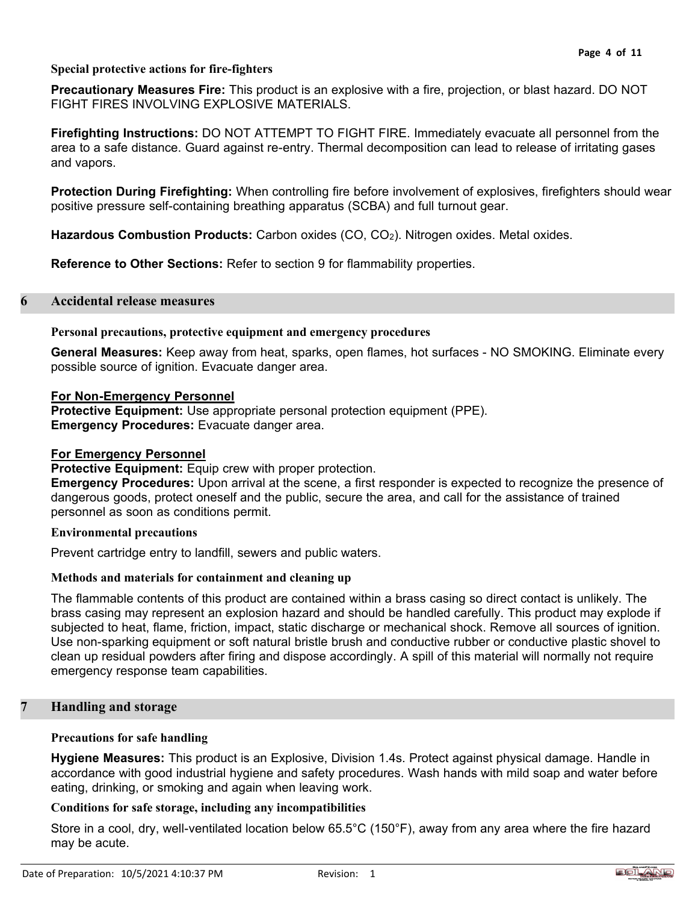### Special protective actions for fire-fighters

**Precautionary Measures Fire:** This product is an explosive with a fire, projection, or blast hazard. DO NOT FIGHT FIRES INVOLVING EXPLOSIVE MATERIALS.

**Firefighting Instructions:** DO NOT ATTEMPT TO FIGHT FIRE. Immediately evacuate all personnel from the area to a safe distance. Guard against re-entry. Thermal decomposition can lead to release of irritating gases and vapors.

**Protection During Firefighting:** When controlling fire before involvement of explosives, firefighters should wear positive pressure self-containing breathing apparatus (SCBA) and full turnout gear.

**Hazardous Combustion Products:** Carbon oxides ($CO$, $CO_2$). Nitrogen oxides. Metal oxides.

**Reference to Other Sections:** Refer to section 9 for flammability properties.

## 6 Accidental release measures

### Personal precautions, protective equipment and emergency procedures

**General Measures:** Keep away from heat, sparks, open flames, hot surfaces - NO SMOKING. Eliminate every possible source of ignition. Evacuate danger area.

**For Non-Emergency Personnel**
**Protective Equipment:** Use appropriate personal protection equipment (PPE).
**Emergency Procedures:** Evacuate danger area.

**For Emergency Personnel**
**Protective Equipment:** Equip crew with proper protection.
**Emergency Procedures:** Upon arrival at the scene, a first responder is expected to recognize the presence of dangerous goods, protect oneself and the public, secure the area, and call for the assistance of trained personnel as soon as conditions permit.

### Environmental precautions

Prevent cartridge entry to landfill, sewers and public waters.

### Methods and materials for containment and cleaning up

The flammable contents of this product are contained within a brass casing so direct contact is unlikely. The brass casing may represent an explosion hazard and should be handled carefully. This product may explode if subjected to heat, flame, friction, impact, static discharge or mechanical shock. Remove all sources of ignition. Use non-sparking equipment or soft natural bristle brush and conductive rubber or conductive plastic shovel to clean up residual powders after firing and dispose accordingly. A spill of this material will normally not require emergency response team capabilities.

## 7 Handling and storage

### Precautions for safe handling

**Hygiene Measures:** This product is an Explosive, Division 1.4s. Protect against physical damage. Handle in accordance with good industrial hygiene and safety procedures. Wash hands with mild soap and water before eating, drinking, or smoking and again when leaving work.

### Conditions for safe storage, including any incompatibilities

Store in a cool, dry, well-ventilated location below 65.5°C (150°F), away from any area where the fire hazard may be acute.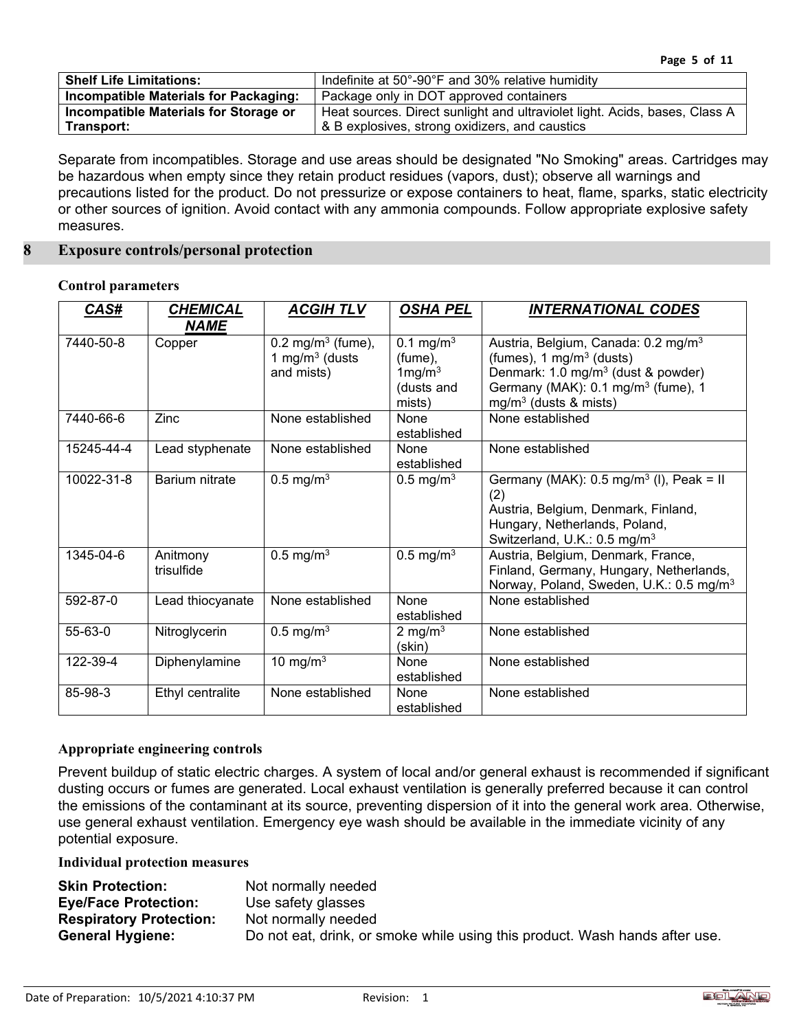| Shelf Life Limitations: | Indefinite at 50°-90°F and 30% relative humidity |
| --- | --- |
| **Incompatible Materials for Packaging:** | Package only in DOT approved containers |
| **Incompatible Materials for Storage or Transport:** | Heat sources. Direct sunlight and ultraviolet light. Acids, bases, Class A & B explosives, strong oxidizers, and caustics |

Separate from incompatibles. Storage and use areas should be designated "No Smoking" areas. Cartridges may be hazardous when empty since they retain product residues (vapors, dust); observe all warnings and precautions listed for the product. Do not pressurize or expose containers to heat, flame, sparks, static electricity or other sources of ignition. Avoid contact with any ammonia compounds. Follow appropriate explosive safety measures.

## 8 Exposure controls/personal protection

### Control parameters

| ***CAS#*** | ***CHEMICAL NAME*** | ***ACGIH TLV*** | ***OSHA PEL*** | ***INTERNATIONAL CODES*** |
| --- | --- | --- | --- | --- |
| 7440-50-8 | Copper | 0.2 mg/m$^3$ (fume), 1 mg/m$^3$ (dusts and mists) | 0.1 mg/m$^3$ (fume), 1mg/m$^3$ (dusts and mists) | Austria, Belgium, Canada: 0.2 mg/m$^3$ (fumes), 1 mg/m$^3$ (dusts)<br>Denmark: 1.0 mg/m$^3$ (dust & powder)<br>Germany (MAK): 0.1 mg/m$^3$ (fume), 1 mg/m$^3$ (dusts & mists) |
| 7440-66-6 | Zinc | None established | None established | None established |
| 15245-44-4 | Lead styphenate | None established | None established | None established |
| 10022-31-8 | Barium nitrate | 0.5 mg/m$^3$ | 0.5 mg/m$^3$ | Germany (MAK): 0.5 mg/m$^3$ (I), Peak = II (2)<br>Austria, Belgium, Denmark, Finland, Hungary, Netherlands, Poland, Switzerland, U.K.: 0.5 mg/m$^3$ |
| 1345-04-6 | Anitmony trisulfide | 0.5 mg/m$^3$ | 0.5 mg/m$^3$ | Austria, Belgium, Denmark, France, Finland, Germany, Hungary, Netherlands, Norway, Poland, Sweden, U.K.: 0.5 mg/m$^3$ |
| 592-87-0 | Lead thiocyanate | None established | None established | None established |
| 55-63-0 | Nitroglycerin | 0.5 mg/m$^3$ | 2 mg/m$^3$ (skin) | None established |
| 122-39-4 | Diphenylamine | 10 mg/m$^3$ | None established | None established |
| 85-98-3 | Ethyl centralite | None established | None established | None established |

### Appropriate engineering controls

Prevent buildup of static electric charges. A system of local and/or general exhaust is recommended if significant dusting occurs or fumes are generated. Local exhaust ventilation is generally preferred because it can control the emissions of the contaminant at its source, preventing dispersion of it into the general work area. Otherwise, use general exhaust ventilation. Emergency eye wash should be available in the immediate vicinity of any potential exposure.

### Individual protection measures

**Skin Protection:** Not normally needed
**Eye/Face Protection:** Use safety glasses
**Respiratory Protection:** Not normally needed
**General Hygiene:** Do not eat, drink, or smoke while using this product. Wash hands after use.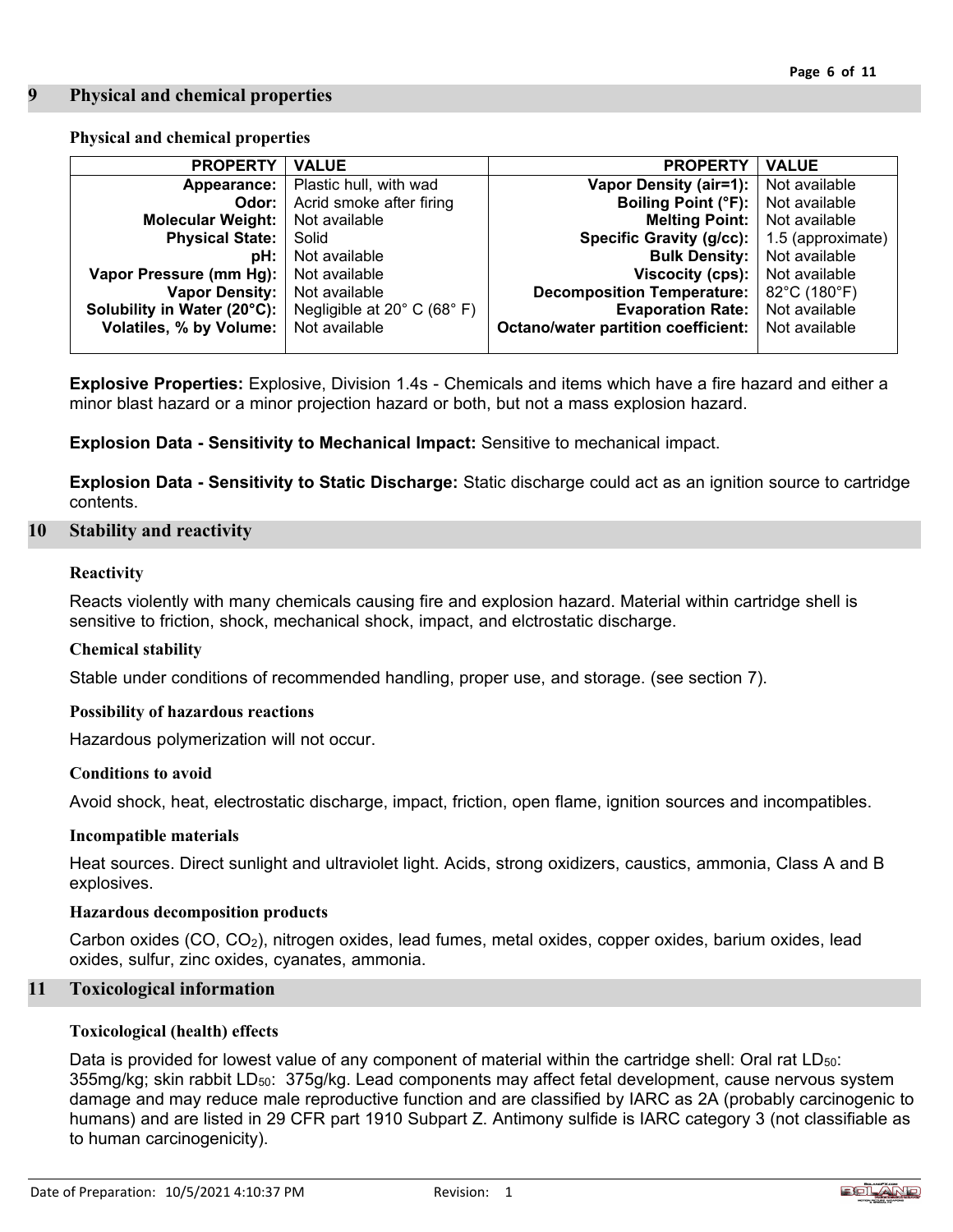## 9 Physical and chemical properties

### Physical and chemical properties

| PROPERTY | VALUE | PROPERTY | VALUE |
|---|---|---|---|
| **Appearance:** | Plastic hull, with wad | **Vapor Density (air=1):** | Not available |
| **Odor:** | Acrid smoke after firing | **Boiling Point (°F):** | Not available |
| **Molecular Weight:** | Not available | **Melting Point:** | Not available |
| **Physical State:** | Solid | **Specific Gravity (g/cc):** | 1.5 (approximate) |
| **pH:** | Not available | **Bulk Density:** | Not available |
| **Vapor Pressure (mm Hg):** | Not available | **Viscocity (cps):** | Not available |
| **Vapor Density:** | Not available | **Decomposition Temperature:** | 82°C (180°F) |
| **Solubility in Water (20°C):** | Negligible at 20° C (68° F) | **Evaporation Rate:** | Not available |
| **Volatiles, % by Volume:** | Not available | **Octano/water partition coefficient:** | Not available |

**Explosive Properties:** Explosive, Division 1.4s - Chemicals and items which have a fire hazard and either a minor blast hazard or a minor projection hazard or both, but not a mass explosion hazard.

**Explosion Data - Sensitivity to Mechanical Impact:** Sensitive to mechanical impact.

**Explosion Data - Sensitivity to Static Discharge:** Static discharge could act as an ignition source to cartridge contents.

## 10 Stability and reactivity

### Reactivity

Reacts violently with many chemicals causing fire and explosion hazard. Material within cartridge shell is sensitive to friction, shock, mechanical shock, impact, and elctrostatic discharge.

### Chemical stability

Stable under conditions of recommended handling, proper use, and storage. (see section 7).

### Possibility of hazardous reactions

Hazardous polymerization will not occur.

### Conditions to avoid

Avoid shock, heat, electrostatic discharge, impact, friction, open flame, ignition sources and incompatibles.

### Incompatible materials

Heat sources. Direct sunlight and ultraviolet light. Acids, strong oxidizers, caustics, ammonia, Class A and B explosives.

### Hazardous decomposition products

Carbon oxides ($CO$, $CO_2$), nitrogen oxides, lead fumes, metal oxides, copper oxides, barium oxides, lead oxides, sulfur, zinc oxides, cyanates, ammonia.

## 11 Toxicological information

### Toxicological (health) effects

Data is provided for lowest value of any component of material within the cartridge shell: Oral rat $LD_{50}$: 355mg/kg; skin rabbit $LD_{50}$: 375g/kg. Lead components may affect fetal development, cause nervous system damage and may reduce male reproductive function and are classified by IARC as 2A (probably carcinogenic to humans) and are listed in 29 CFR part 1910 Subpart Z. Antimony sulfide is IARC category 3 (not classifiable as to human carcinogenicity).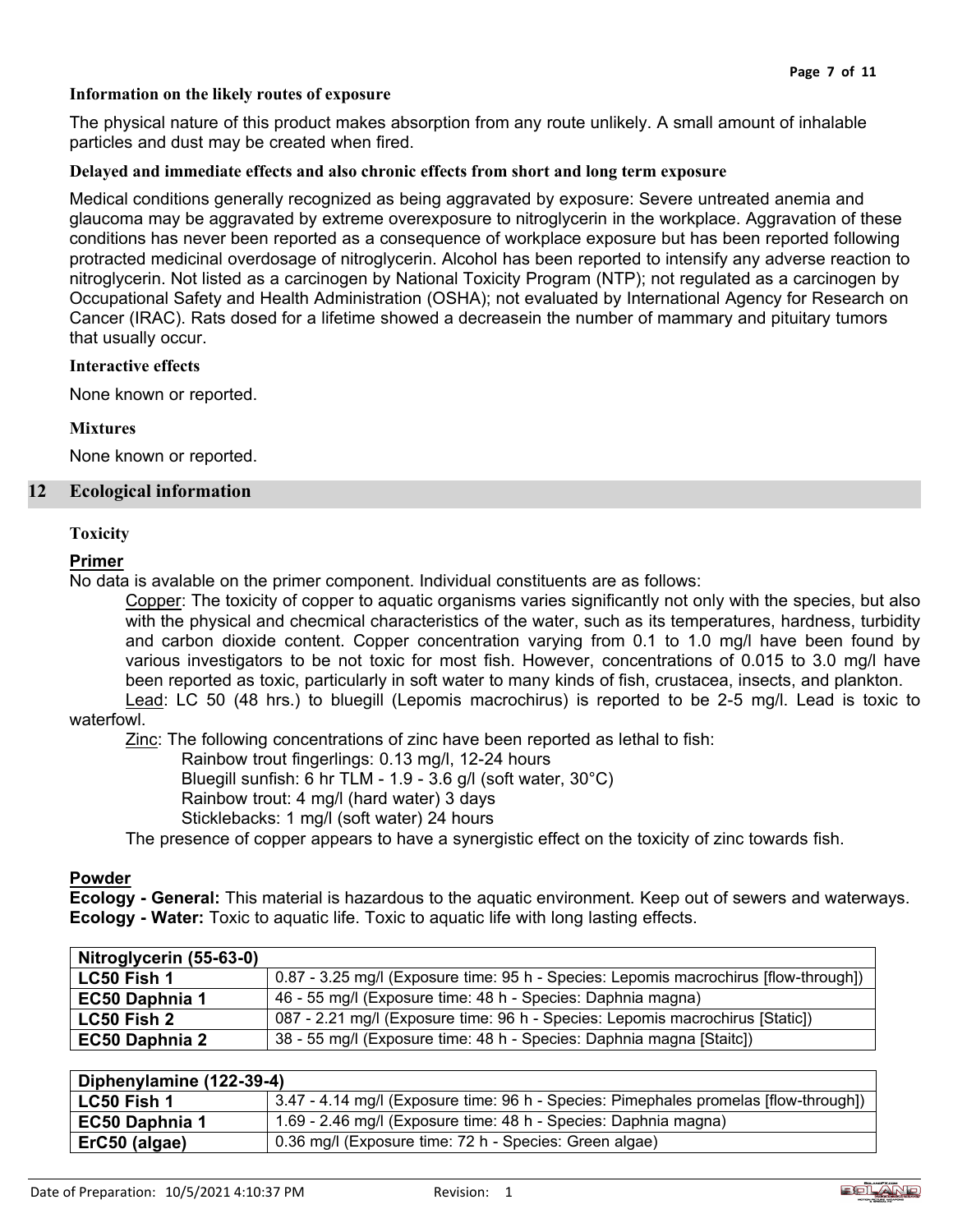### Information on the likely routes of exposure

The physical nature of this product makes absorption from any route unlikely. A small amount of inhalable particles and dust may be created when fired.

### Delayed and immediate effects and also chronic effects from short and long term exposure

Medical conditions generally recognized as being aggravated by exposure: Severe untreated anemia and glaucoma may be aggravated by extreme overexposure to nitroglycerin in the workplace. Aggravation of these conditions has never been reported as a consequence of workplace exposure but has been reported following protracted medicinal overdosage of nitroglycerin. Alcohol has been reported to intensify any adverse reaction to nitroglycerin. Not listed as a carcinogen by National Toxicity Program (NTP); not regulated as a carcinogen by Occupational Safety and Health Administration (OSHA); not evaluated by International Agency for Research on Cancer (IRAC). Rats dosed for a lifetime showed a decreasein the number of mammary and pituitary tumors that usually occur.

### Interactive effects

None known or reported.

### Mixtures

None known or reported.

## 12 Ecological information

### Toxicity

**Primer**

No data is avalable on the primer component. Individual constituents are as follows:

Copper: The toxicity of copper to aquatic organisms varies significantly not only with the species, but also with the physical and checmical characteristics of the water, such as its temperatures, hardness, turbidity and carbon dioxide content. Copper concentration varying from 0.1 to 1.0 mg/l have been found by various investigators to be not toxic for most fish. However, concentrations of 0.015 to 3.0 mg/l have been reported as toxic, particularly in soft water to many kinds of fish, crustacea, insects, and plankton.

Lead: LC 50 (48 hrs.) to bluegill (Lepomis macrochirus) is reported to be 2-5 mg/l. Lead is toxic to waterfowl.

Zinc: The following concentrations of zinc have been reported as lethal to fish:

- Rainbow trout fingerlings: 0.13 mg/l, 12-24 hours
- Bluegill sunfish: 6 hr TLM - 1.9 - 3.6 g/l (soft water, 30°C)
- Rainbow trout: 4 mg/l (hard water) 3 days
- Sticklebacks: 1 mg/l (soft water) 24 hours

The presence of copper appears to have a synergistic effect on the toxicity of zinc towards fish.

**Powder**

**Ecology - General:** This material is hazardous to the aquatic environment. Keep out of sewers and waterways.
**Ecology - Water:** Toxic to aquatic life. Toxic to aquatic life with long lasting effects.

| Nitroglycerin (55-63-0) | |
|---|---|
| LC50 Fish 1 | 0.87 - 3.25 mg/l (Exposure time: 95 h - Species: Lepomis macrochirus [flow-through]) |
| EC50 Daphnia 1 | 46 - 55 mg/l (Exposure time: 48 h - Species: Daphnia magna) |
| LC50 Fish 2 | 087 - 2.21 mg/l (Exposure time: 96 h - Species: Lepomis macrochirus [Static]) |
| EC50 Daphnia 2 | 38 - 55 mg/l (Exposure time: 48 h - Species: Daphnia magna [Staitc]) |

| Diphenylamine (122-39-4) | |
|---|---|
| LC50 Fish 1 | 3.47 - 4.14 mg/l (Exposure time: 96 h - Species: Pimephales promelas [flow-through]) |
| EC50 Daphnia 1 | 1.69 - 2.46 mg/l (Exposure time: 48 h - Species: Daphnia magna) |
| ErC50 (algae) | 0.36 mg/l (Exposure time: 72 h - Species: Green algae) |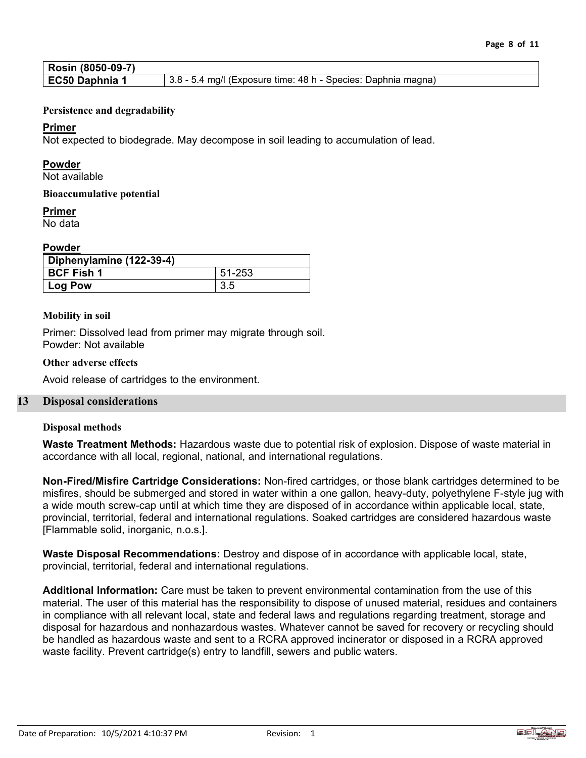| Rosin (8050-09-7) | |
|---|---|
| EC50 Daphnia 1 | 3.8 - 5.4 mg/l (Exposure time: 48 h - Species: Daphnia magna) |

**Persistence and degradability**

**Primer**

Not expected to biodegrade. May decompose in soil leading to accumulation of lead.

**Powder**

Not available

**Bioaccumulative potential**

**Primer**

No data

**Powder**

| Diphenylamine (122-39-4) | |
|---|---|
| BCF Fish 1 | 51-253 |
| Log Pow | 3.5 |

**Mobility in soil**

Primer: Dissolved lead from primer may migrate through soil.
Powder: Not available

**Other adverse effects**

Avoid release of cartridges to the environment.

## 13 Disposal considerations

**Disposal methods**

**Waste Treatment Methods:** Hazardous waste due to potential risk of explosion. Dispose of waste material in accordance with all local, regional, national, and international regulations.

**Non-Fired/Misfire Cartridge Considerations:** Non-fired cartridges, or those blank cartridges determined to be misfires, should be submerged and stored in water within a one gallon, heavy-duty, polyethylene F-style jug with a wide mouth screw-cap until at which time they are disposed of in accordance within applicable local, state, provincial, territorial, federal and international regulations. Soaked cartridges are considered hazardous waste [Flammable solid, inorganic, n.o.s.].

**Waste Disposal Recommendations:** Destroy and dispose of in accordance with applicable local, state, provincial, territorial, federal and international regulations.

**Additional Information:** Care must be taken to prevent environmental contamination from the use of this material. The user of this material has the responsibility to dispose of unused material, residues and containers in compliance with all relevant local, state and federal laws and regulations regarding treatment, storage and disposal for hazardous and nonhazardous wastes. Whatever cannot be saved for recovery or recycling should be handled as hazardous waste and sent to a RCRA approved incinerator or disposed in a RCRA approved waste facility. Prevent cartridge(s) entry to landfill, sewers and public waters.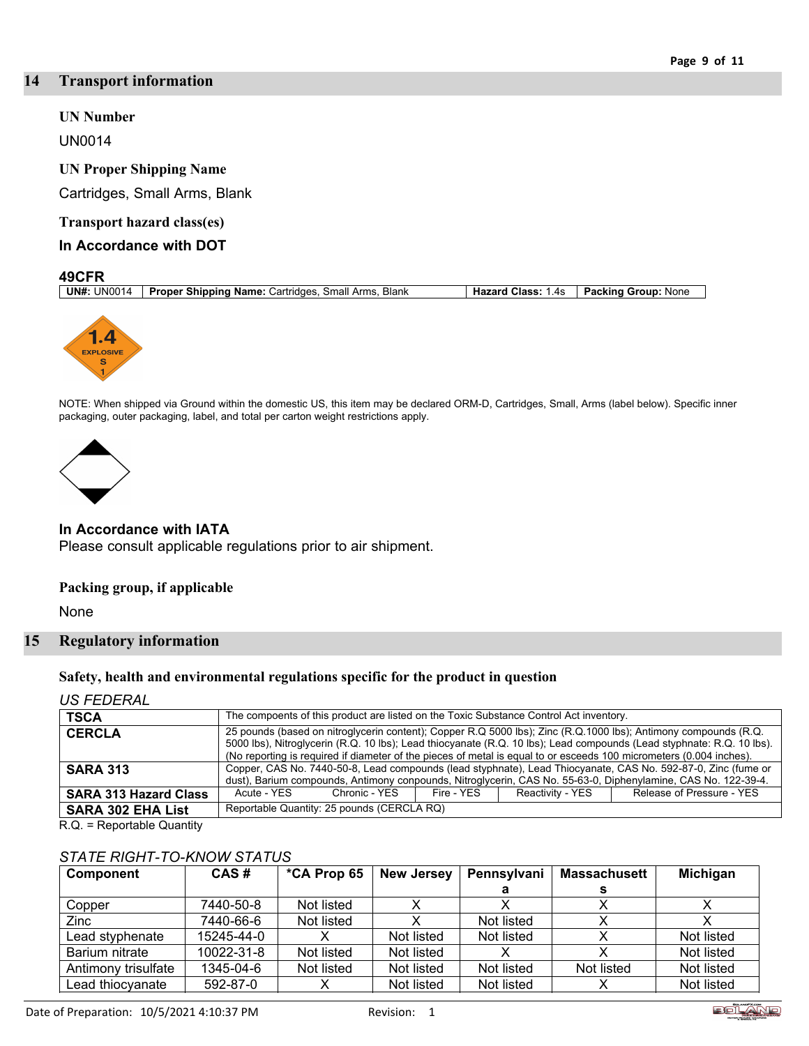## 14 Transport information

**UN Number**

UN0014

**UN Proper Shipping Name**

Cartridges, Small Arms, Blank

**Transport hazard class(es)**

**In Accordance with DOT**

**49CFR**

| **UN#:** UN0014 | **Proper Shipping Name:** Cartridges, Small Arms, Blank | **Hazard Class:** 1.4s | **Packing Group:** None |
|---|---|---|---|

1.4 EXPLOSIVE S 1

NOTE: When shipped via Ground within the domestic US, this item may be declared ORM-D, Cartridges, Small, Arms (label below). Specific inner packaging, outer packaging, label, and total per carton weight restrictions apply.

**In Accordance with IATA**

Please consult applicable regulations prior to air shipment.

**Packing group, if applicable**

None

## 15 Regulatory information

**Safety, health and environmental regulations specific for the product in question**

*US FEDERAL*

| | | | | | |
|---|---|---|---|---|---|
| **TSCA** | The compoents of this product are listed on the Toxic Substance Control Act inventory. | | | | |
| **CERCLA** | 25 pounds (based on nitroglycerin content); Copper R.Q 5000 lbs); Zinc (R.Q.1000 lbs); Antimony compounds (R.Q. 5000 lbs), Nitroglycerin (R.Q. 10 lbs); Lead thiocyanate (R.Q. 10 lbs); Lead compounds (Lead styphnate: R.Q. 10 lbs). (No reporting is required if diameter of the pieces of metal is equal to or esceeds 100 micrometers (0.004 inches). | | | | |
| **SARA 313** | Copper, CAS No. 7440-50-8, Lead compounds (lead styphnate), Lead Thiocyanate, CAS No. 592-87-0, Zinc (fume or dust), Barium compounds, Antimony conpounds, Nitroglycerin, CAS No. 55-63-0, Diphenylamine, CAS No. 122-39-4. | | | | |
| **SARA 313 Hazard Class** | Acute - YES | Chronic - YES | Fire - YES | Reactivity - YES | Release of Pressure - YES |
| **SARA 302 EHA List** | Reportable Quantity: 25 pounds (CERCLA RQ) | | | | |

R.Q. = Reportable Quantity

*STATE RIGHT-TO-KNOW STATUS*

| Component | CAS # | *CA Prop 65 | New Jersey | Pennsylvania | Massachusetts | Michigan |
|---|---|---|---|---|---|---|
| Copper | 7440-50-8 | Not listed | X | X | X | X |
| Zinc | 7440-66-6 | Not listed | X | Not listed | X | X |
| Lead styphenate | 15245-44-0 | X | Not listed | Not listed | X | Not listed |
| Barium nitrate | 10022-31-8 | Not listed | Not listed | X | X | Not listed |
| Antimony trisulfate | 1345-04-6 | Not listed | Not listed | Not listed | Not listed | Not listed |
| Lead thiocyanate | 592-87-0 | X | Not listed | Not listed | X | Not listed |

Date of Preparation: 10/5/2021 4:10:37 PM Revision: 1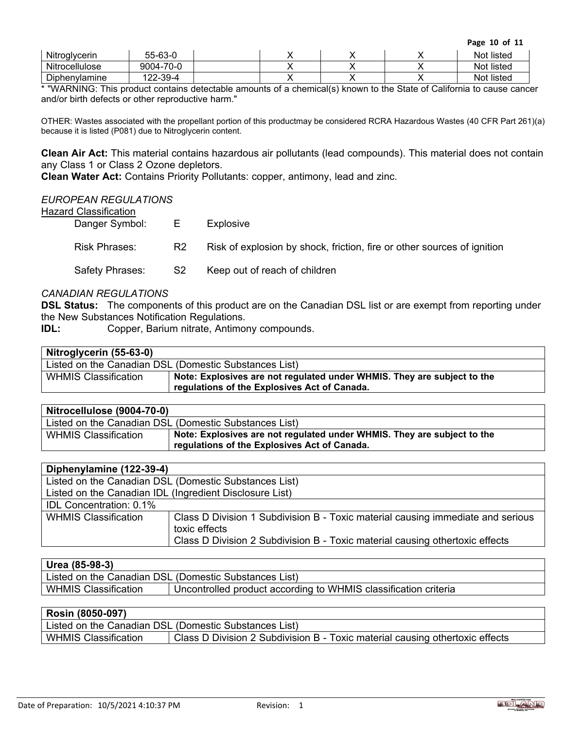| Nitroglycerin | 55-63-0 | | X | X | X | Not listed |
|---|---|---|---|---|---|---|
| Nitrocellulose | 9004-70-0 | | X | X | X | Not listed |
| Diphenylamine | 122-39-4 | | X | X | X | Not listed |

* "WARNING: This product contains detectable amounts of a chemical(s) known to the State of California to cause cancer and/or birth defects or other reproductive harm."

OTHER: Wastes associated with the propellant portion of this productmay be considered RCRA Hazardous Wastes (40 CFR Part 261)(a) because it is listed (P081) due to Nitroglycerin content.

**Clean Air Act:** This material contains hazardous air pollutants (lead compounds). This material does not contain any Class 1 or Class 2 Ozone depletors.
**Clean Water Act:** Contains Priority Pollutants: copper, antimony, lead and zinc.

*EUROPEAN REGULATIONS*

Hazard Classification

| | | |
|---|---|---|
| Danger Symbol: | E | Explosive |
| Risk Phrases: | R2 | Risk of explosion by shock, friction, fire or other sources of ignition |
| Safety Phrases: | S2 | Keep out of reach of children |

*CANADIAN REGULATIONS*

**DSL Status:** The components of this product are on the Canadian DSL list or are exempt from reporting under the New Substances Notification Regulations.
**IDL:** Copper, Barium nitrate, Antimony compounds.

| **Nitroglycerin (55-63-0)** | |
|---|---|
| Listed on the Canadian DSL (Domestic Substances List) | |
| WHMIS Classification | **Note: Explosives are not regulated under WHMIS. They are subject to the regulations of the Explosives Act of Canada.** |

| **Nitrocellulose (9004-70-0)** | |
|---|---|
| Listed on the Canadian DSL (Domestic Substances List) | |
| WHMIS Classification | **Note: Explosives are not regulated under WHMIS. They are subject to the regulations of the Explosives Act of Canada.** |

| **Diphenylamine (122-39-4)** | |
|---|---|
| Listed on the Canadian DSL (Domestic Substances List) | |
| Listed on the Canadian IDL (Ingredient Disclosure List) | |
| IDL Concentration: 0.1% | |
| WHMIS Classification | Class D Division 1 Subdivision B - Toxic material causing immediate and serious toxic effects<br>Class D Division 2 Subdivision B - Toxic material causing othertoxic effects |

| **Urea (85-98-3)** | |
|---|---|
| Listed on the Canadian DSL (Domestic Substances List) | |
| WHMIS Classification | Uncontrolled product according to WHMIS classification criteria |

| **Rosin (8050-097)** | |
|---|---|
| Listed on the Canadian DSL (Domestic Substances List) | |
| WHMIS Classification | Class D Division 2 Subdivision B - Toxic material causing othertoxic effects |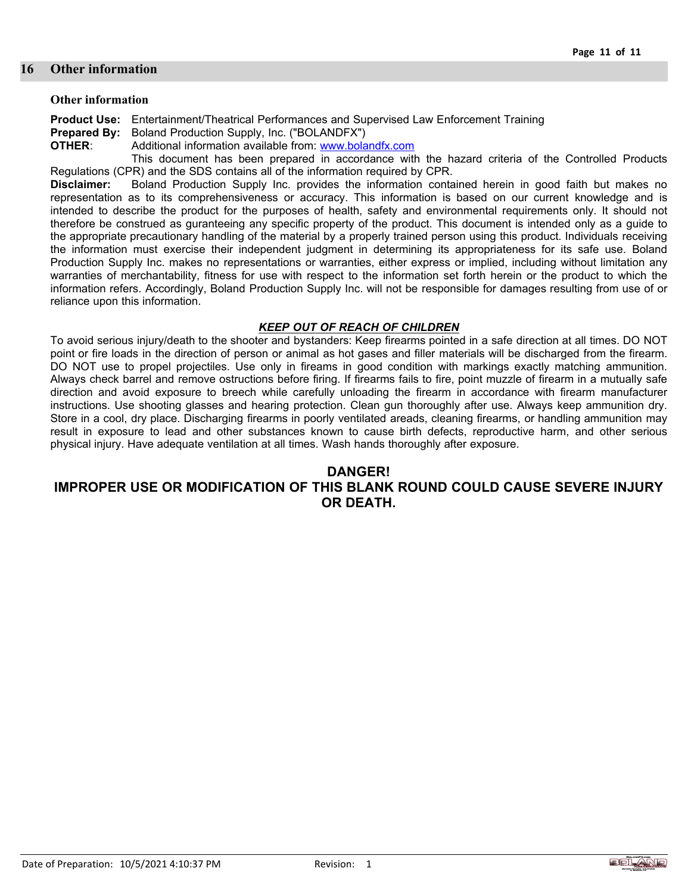## 16 Other information

### Other information

**Product Use:** Entertainment/Theatrical Performances and Supervised Law Enforcement Training
**Prepared By:** Boland Production Supply, Inc. ("BOLANDFX")
**OTHER**: Additional information available from: www.bolandfx.com

This document has been prepared in accordance with the hazard criteria of the Controlled Products Regulations (CPR) and the SDS contains all of the information required by CPR.

**Disclaimer:** Boland Production Supply Inc. provides the information contained herein in good faith but makes no representation as to its comprehensiveness or accuracy. This information is based on our current knowledge and is intended to describe the product for the purposes of health, safety and environmental requirements only. It should not therefore be construed as guranteeing any specific property of the product. This document is intended only as a guide to the appropriate precautionary handling of the material by a properly trained person using this product. Individuals receiving the information must exercise their independent judgment in determining its appropriateness for its safe use. Boland Production Supply Inc. makes no representations or warranties, either express or implied, including without limitation any warranties of merchantability, fitness for use with respect to the information set forth herein or the product to which the information refers. Accordingly, Boland Production Supply Inc. will not be responsible for damages resulting from use of or reliance upon this information.

***KEEP OUT OF REACH OF CHILDREN***

To avoid serious injury/death to the shooter and bystanders: Keep firearms pointed in a safe direction at all times. DO NOT point or fire loads in the direction of person or animal as hot gases and filler materials will be discharged from the firearm. DO NOT use to propel projectiles. Use only in fireams in good condition with markings exactly matching ammunition. Always check barrel and remove ostructions before firing. If firearms fails to fire, point muzzle of firearm in a mutually safe direction and avoid exposure to breech while carefully unloading the firearm in accordance with firearm manufacturer instructions. Use shooting glasses and hearing protection. Clean gun thoroughly after use. Always keep ammunition dry. Store in a cool, dry place. Discharging firearms in poorly ventilated areads, cleaning firearms, or handling ammunition may result in exposure to lead and other substances known to cause birth defects, reproductive harm, and other serious physical injury. Have adequate ventilation at all times. Wash hands thoroughly after exposure.

**DANGER!**
**IMPROPER USE OR MODIFICATION OF THIS BLANK ROUND COULD CAUSE SEVERE INJURY OR DEATH.**

Date of Preparation: 10/5/2021 4:10:37 PM    Revision: 1